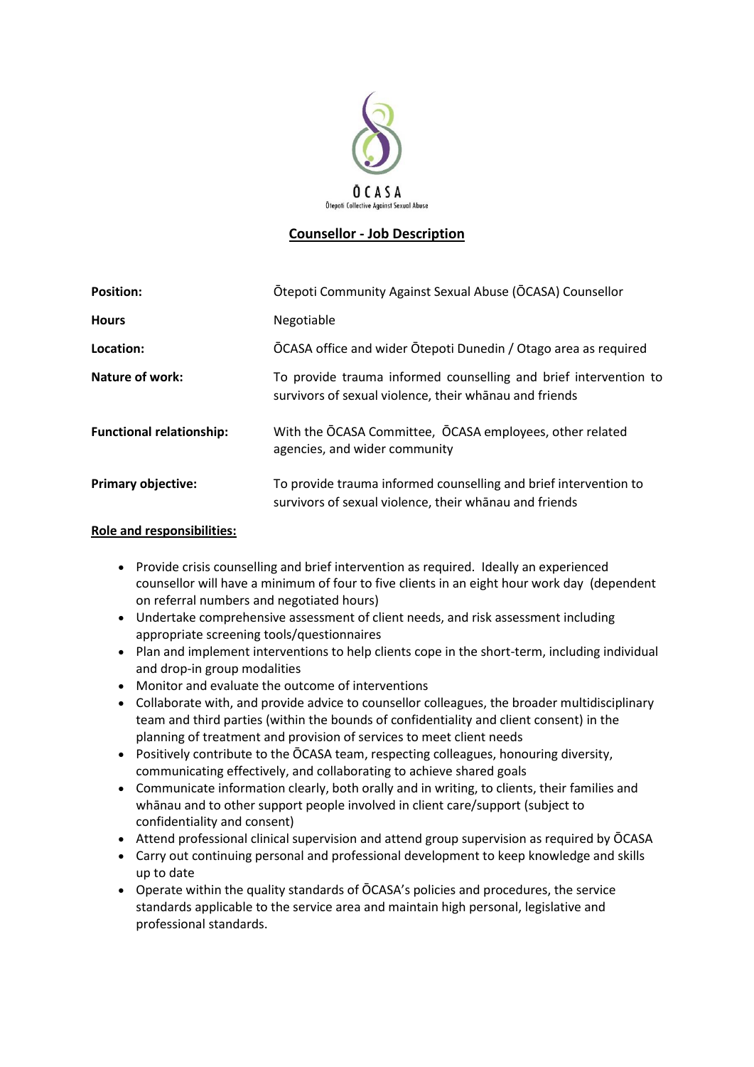ŌCASA

Ōtepoti Collective Against Sexual Abuse

# Counsellor - Job Description

| | |
|---|---|
| **Position:** | Ōtepoti Community Against Sexual Abuse (ŌCASA) Counsellor |
| **Hours** | Negotiable |
| **Location:** | ŌCASA office and wider Ōtepoti Dunedin / Otago area as required |
| **Nature of work:** | To provide trauma informed counselling and brief intervention to survivors of sexual violence, their whānau and friends |
| **Functional relationship:** | With the ŌCASA Committee, ŌCASA employees, other related agencies, and wider community |
| **Primary objective:** | To provide trauma informed counselling and brief intervention to survivors of sexual violence, their whānau and friends |

## Role and responsibilities:

- Provide crisis counselling and brief intervention as required. Ideally an experienced counsellor will have a minimum of four to five clients in an eight hour work day (dependent on referral numbers and negotiated hours)
- Undertake comprehensive assessment of client needs, and risk assessment including appropriate screening tools/questionnaires
- Plan and implement interventions to help clients cope in the short-term, including individual and drop-in group modalities
- Monitor and evaluate the outcome of interventions
- Collaborate with, and provide advice to counsellor colleagues, the broader multidisciplinary team and third parties (within the bounds of confidentiality and client consent) in the planning of treatment and provision of services to meet client needs
- Positively contribute to the ŌCASA team, respecting colleagues, honouring diversity, communicating effectively, and collaborating to achieve shared goals
- Communicate information clearly, both orally and in writing, to clients, their families and whānau and to other support people involved in client care/support (subject to confidentiality and consent)
- Attend professional clinical supervision and attend group supervision as required by ŌCASA
- Carry out continuing personal and professional development to keep knowledge and skills up to date
- Operate within the quality standards of ŌCASA's policies and procedures, the service standards applicable to the service area and maintain high personal, legislative and professional standards.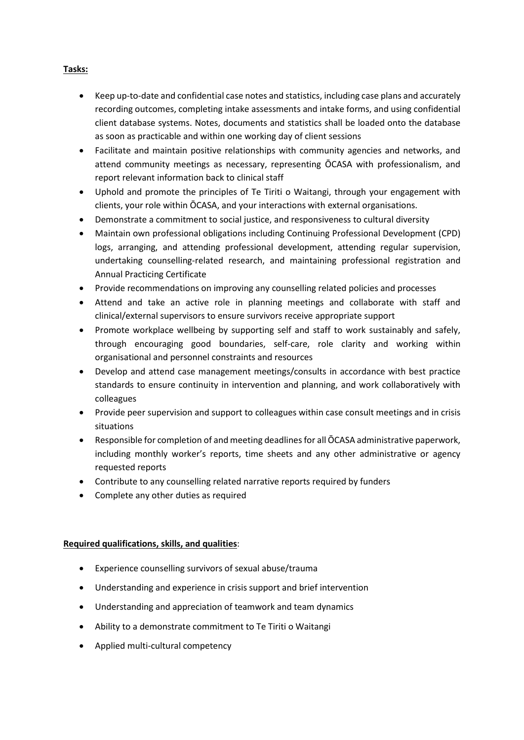**Tasks:**

- Keep up-to-date and confidential case notes and statistics, including case plans and accurately recording outcomes, completing intake assessments and intake forms, and using confidential client database systems. Notes, documents and statistics shall be loaded onto the database as soon as practicable and within one working day of client sessions
- Facilitate and maintain positive relationships with community agencies and networks, and attend community meetings as necessary, representing ŌCASA with professionalism, and report relevant information back to clinical staff
- Uphold and promote the principles of Te Tiriti o Waitangi, through your engagement with clients, your role within ŌCASA, and your interactions with external organisations.
- Demonstrate a commitment to social justice, and responsiveness to cultural diversity
- Maintain own professional obligations including Continuing Professional Development (CPD) logs, arranging, and attending professional development, attending regular supervision, undertaking counselling-related research, and maintaining professional registration and Annual Practicing Certificate
- Provide recommendations on improving any counselling related policies and processes
- Attend and take an active role in planning meetings and collaborate with staff and clinical/external supervisors to ensure survivors receive appropriate support
- Promote workplace wellbeing by supporting self and staff to work sustainably and safely, through encouraging good boundaries, self-care, role clarity and working within organisational and personnel constraints and resources
- Develop and attend case management meetings/consults in accordance with best practice standards to ensure continuity in intervention and planning, and work collaboratively with colleagues
- Provide peer supervision and support to colleagues within case consult meetings and in crisis situations
- Responsible for completion of and meeting deadlines for all ŌCASA administrative paperwork, including monthly worker's reports, time sheets and any other administrative or agency requested reports
- Contribute to any counselling related narrative reports required by funders
- Complete any other duties as required

**Required qualifications, skills, and qualities**:

- Experience counselling survivors of sexual abuse/trauma
- Understanding and experience in crisis support and brief intervention
- Understanding and appreciation of teamwork and team dynamics
- Ability to a demonstrate commitment to Te Tiriti o Waitangi
- Applied multi-cultural competency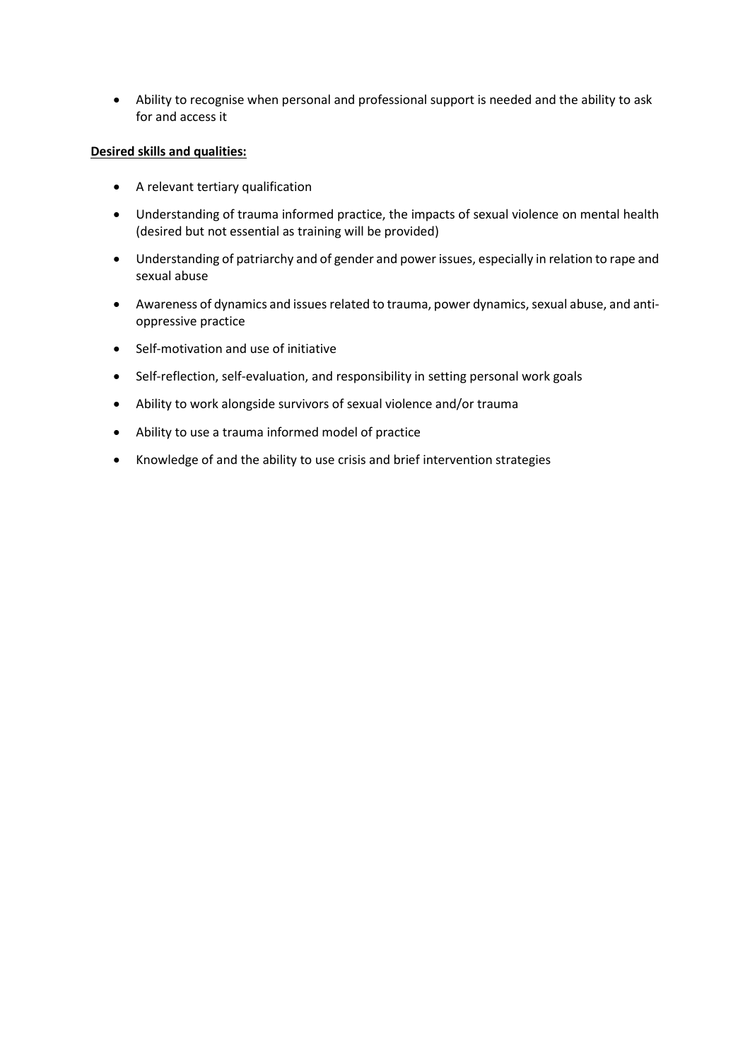- Ability to recognise when personal and professional support is needed and the ability to ask for and access it

**Desired skills and qualities:**

- A relevant tertiary qualification
- Understanding of trauma informed practice, the impacts of sexual violence on mental health (desired but not essential as training will be provided)
- Understanding of patriarchy and of gender and power issues, especially in relation to rape and sexual abuse
- Awareness of dynamics and issues related to trauma, power dynamics, sexual abuse, and anti-oppressive practice
- Self-motivation and use of initiative
- Self-reflection, self-evaluation, and responsibility in setting personal work goals
- Ability to work alongside survivors of sexual violence and/or trauma
- Ability to use a trauma informed model of practice
- Knowledge of and the ability to use crisis and brief intervention strategies